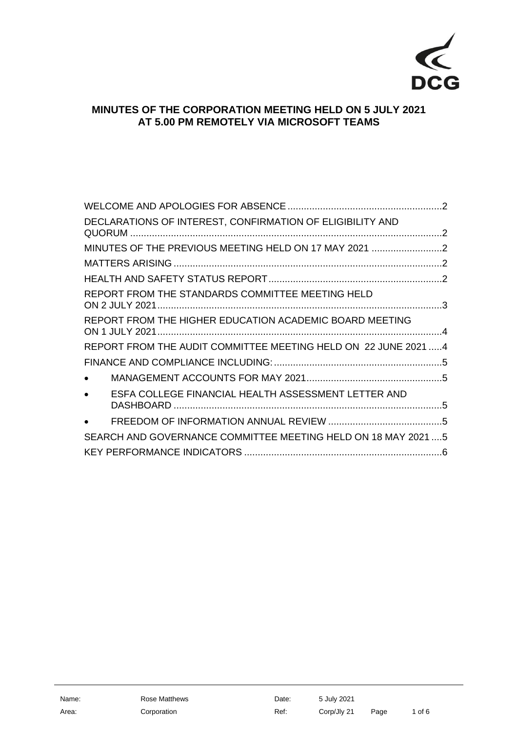# MINUTES OF THE CORPORATION MEETING HELD ON 5 JULY 2021 AT 5.00 PM REMOTELY VIA MICROSOFT TEAMS

WELCOME AND APOLOGIES FOR ABSENCE ........................................................ 2

DECLARATIONS OF INTEREST, CONFIRMATION OF ELIGIBILITY AND QUORUM ........................................................................................................ 2

MINUTES OF THE PREVIOUS MEETING HELD ON 17 MAY 2021 .......................... 2

MATTERS ARISING .............................................................................................. 2

HEALTH AND SAFETY STATUS REPORT ................................................................ 2

REPORT FROM THE STANDARDS COMMITTEE MEETING HELD ON 2 JULY 2021 ............................................................................................................... 3

REPORT FROM THE HIGHER EDUCATION ACADEMIC BOARD MEETING ON 1 JULY 2021 ............................................................................................................... 4

REPORT FROM THE AUDIT COMMITTEE MEETING HELD ON 22 JUNE 2021 ..... 4

FINANCE AND COMPLIANCE INCLUDING: ............................................................. 5

- MANAGEMENT ACCOUNTS FOR MAY 2021 ................................................. 5
- ESFA COLLEGE FINANCIAL HEALTH ASSESSMENT LETTER AND DASHBOARD ............................................................................................. 5
- FREEDOM OF INFORMATION ANNUAL REVIEW ......................................... 5

SEARCH AND GOVERNANCE COMMITTEE MEETING HELD ON 18 MAY 2021 .... 5

KEY PERFORMANCE INDICATORS ........................................................................ 6

| | | | | | |
|---|---|---|---|---|---|
| Name: | Rose Matthews | Date: | 5 July 2021 | | |
| Area: | Corporation | Ref: | Corp/Jly 21 | | |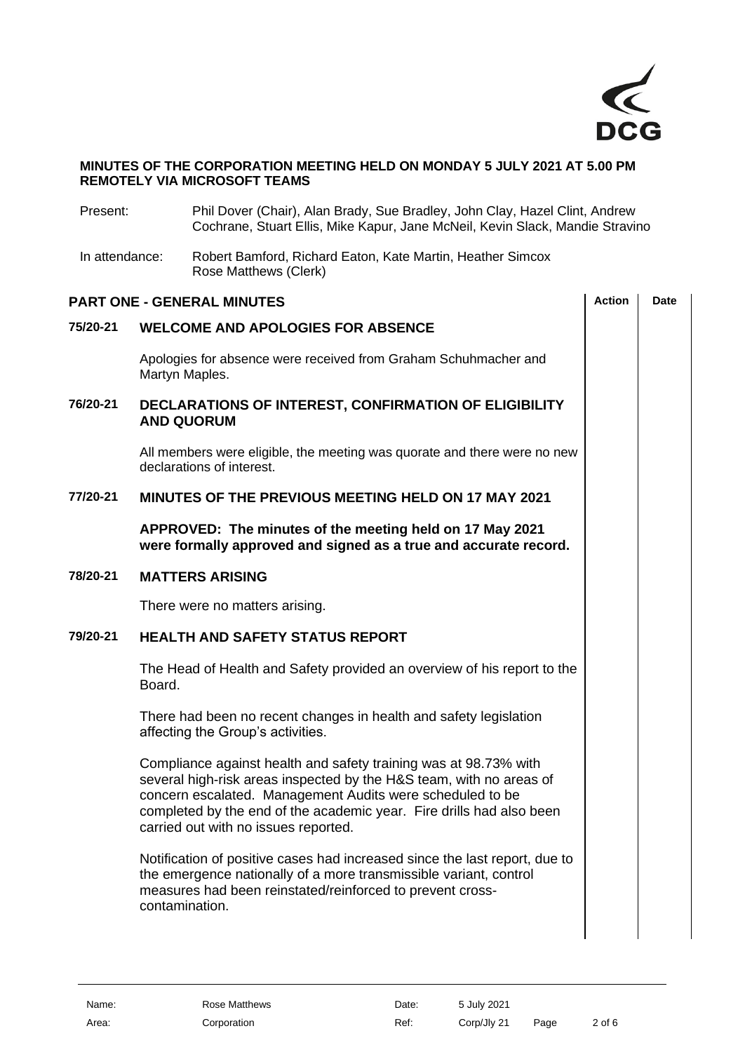**MINUTES OF THE CORPORATION MEETING HELD ON MONDAY 5 JULY 2021 AT 5.00 PM REMOTELY VIA MICROSOFT TEAMS**

Present: Phil Dover (Chair), Alan Brady, Sue Bradley, John Clay, Hazel Clint, Andrew Cochrane, Stuart Ellis, Mike Kapur, Jane McNeil, Kevin Slack, Mandie Stravino

In attendance: Robert Bamford, Richard Eaton, Kate Martin, Heather Simcox
Rose Matthews (Clerk)

## PART ONE - GENERAL MINUTES

| | | Action | Date |
|---|---|---|---|

### 75/20-21 WELCOME AND APOLOGIES FOR ABSENCE

Apologies for absence were received from Graham Schuhmacher and Martyn Maples.

### 76/20-21 DECLARATIONS OF INTEREST, CONFIRMATION OF ELIGIBILITY AND QUORUM

All members were eligible, the meeting was quorate and there were no new declarations of interest.

### 77/20-21 MINUTES OF THE PREVIOUS MEETING HELD ON 17 MAY 2021

**APPROVED: The minutes of the meeting held on 17 May 2021 were formally approved and signed as a true and accurate record.**

### 78/20-21 MATTERS ARISING

There were no matters arising.

### 79/20-21 HEALTH AND SAFETY STATUS REPORT

The Head of Health and Safety provided an overview of his report to the Board.

There had been no recent changes in health and safety legislation affecting the Group's activities.

Compliance against health and safety training was at 98.73% with several high-risk areas inspected by the H&S team, with no areas of concern escalated. Management Audits were scheduled to be completed by the end of the academic year. Fire drills had also been carried out with no issues reported.

Notification of positive cases had increased since the last report, due to the emergence nationally of a more transmissible variant, control measures had been reinstated/reinforced to prevent cross-contamination.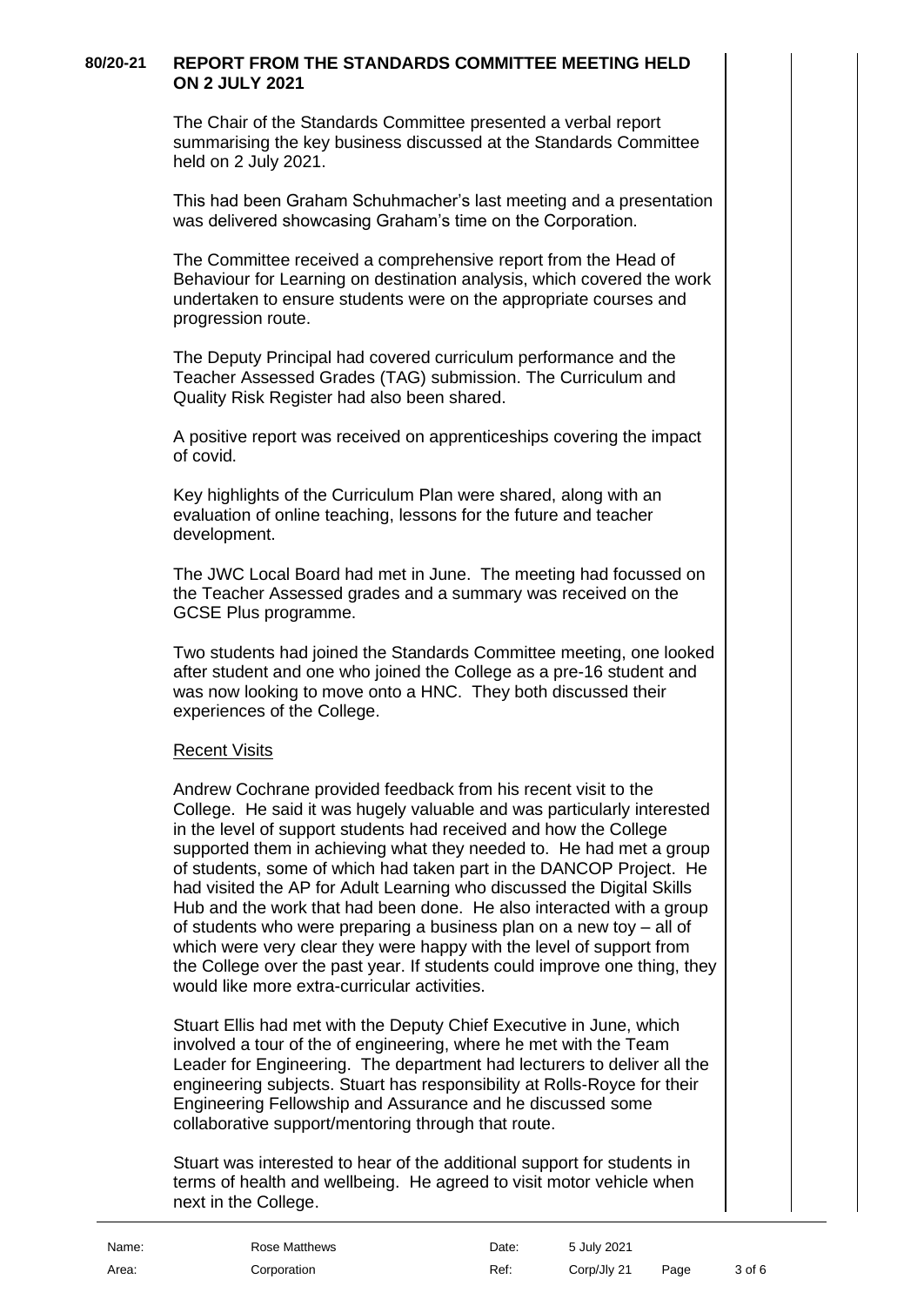**80/20-21 REPORT FROM THE STANDARDS COMMITTEE MEETING HELD ON 2 JULY 2021**

The Chair of the Standards Committee presented a verbal report summarising the key business discussed at the Standards Committee held on 2 July 2021.

This had been Graham Schuhmacher's last meeting and a presentation was delivered showcasing Graham's time on the Corporation.

The Committee received a comprehensive report from the Head of Behaviour for Learning on destination analysis, which covered the work undertaken to ensure students were on the appropriate courses and progression route.

The Deputy Principal had covered curriculum performance and the Teacher Assessed Grades (TAG) submission. The Curriculum and Quality Risk Register had also been shared.

A positive report was received on apprenticeships covering the impact of covid.

Key highlights of the Curriculum Plan were shared, along with an evaluation of online teaching, lessons for the future and teacher development.

The JWC Local Board had met in June. The meeting had focussed on the Teacher Assessed grades and a summary was received on the GCSE Plus programme.

Two students had joined the Standards Committee meeting, one looked after student and one who joined the College as a pre-16 student and was now looking to move onto a HNC. They both discussed their experiences of the College.

Recent Visits

Andrew Cochrane provided feedback from his recent visit to the College. He said it was hugely valuable and was particularly interested in the level of support students had received and how the College supported them in achieving what they needed to. He had met a group of students, some of which had taken part in the DANCOP Project. He had visited the AP for Adult Learning who discussed the Digital Skills Hub and the work that had been done. He also interacted with a group of students who were preparing a business plan on a new toy – all of which were very clear they were happy with the level of support from the College over the past year. If students could improve one thing, they would like more extra-curricular activities.

Stuart Ellis had met with the Deputy Chief Executive in June, which involved a tour of the of engineering, where he met with the Team Leader for Engineering. The department had lecturers to deliver all the engineering subjects. Stuart has responsibility at Rolls-Royce for their Engineering Fellowship and Assurance and he discussed some collaborative support/mentoring through that route.

Stuart was interested to hear of the additional support for students in terms of health and wellbeing. He agreed to visit motor vehicle when next in the College.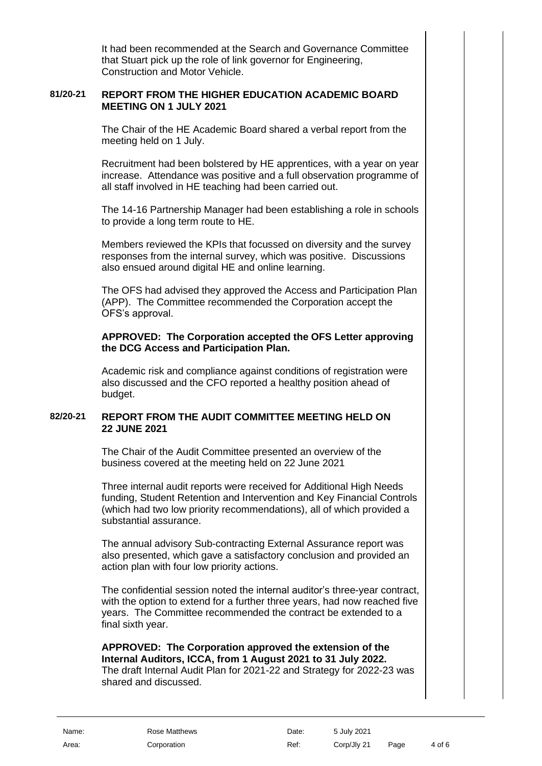It had been recommended at the Search and Governance Committee that Stuart pick up the role of link governor for Engineering, Construction and Motor Vehicle.

**81/20-21 REPORT FROM THE HIGHER EDUCATION ACADEMIC BOARD MEETING ON 1 JULY 2021**

The Chair of the HE Academic Board shared a verbal report from the meeting held on 1 July.

Recruitment had been bolstered by HE apprentices, with a year on year increase. Attendance was positive and a full observation programme of all staff involved in HE teaching had been carried out.

The 14-16 Partnership Manager had been establishing a role in schools to provide a long term route to HE.

Members reviewed the KPIs that focussed on diversity and the survey responses from the internal survey, which was positive. Discussions also ensued around digital HE and online learning.

The OFS had advised they approved the Access and Participation Plan (APP). The Committee recommended the Corporation accept the OFS's approval.

**APPROVED: The Corporation accepted the OFS Letter approving the DCG Access and Participation Plan.**

Academic risk and compliance against conditions of registration were also discussed and the CFO reported a healthy position ahead of budget.

**82/20-21 REPORT FROM THE AUDIT COMMITTEE MEETING HELD ON 22 JUNE 2021**

The Chair of the Audit Committee presented an overview of the business covered at the meeting held on 22 June 2021

Three internal audit reports were received for Additional High Needs funding, Student Retention and Intervention and Key Financial Controls (which had two low priority recommendations), all of which provided a substantial assurance.

The annual advisory Sub-contracting External Assurance report was also presented, which gave a satisfactory conclusion and provided an action plan with four low priority actions.

The confidential session noted the internal auditor's three-year contract, with the option to extend for a further three years, had now reached five years. The Committee recommended the contract be extended to a final sixth year.

**APPROVED: The Corporation approved the extension of the Internal Auditors, ICCA, from 1 August 2021 to 31 July 2022.**
The draft Internal Audit Plan for 2021-22 and Strategy for 2022-23 was shared and discussed.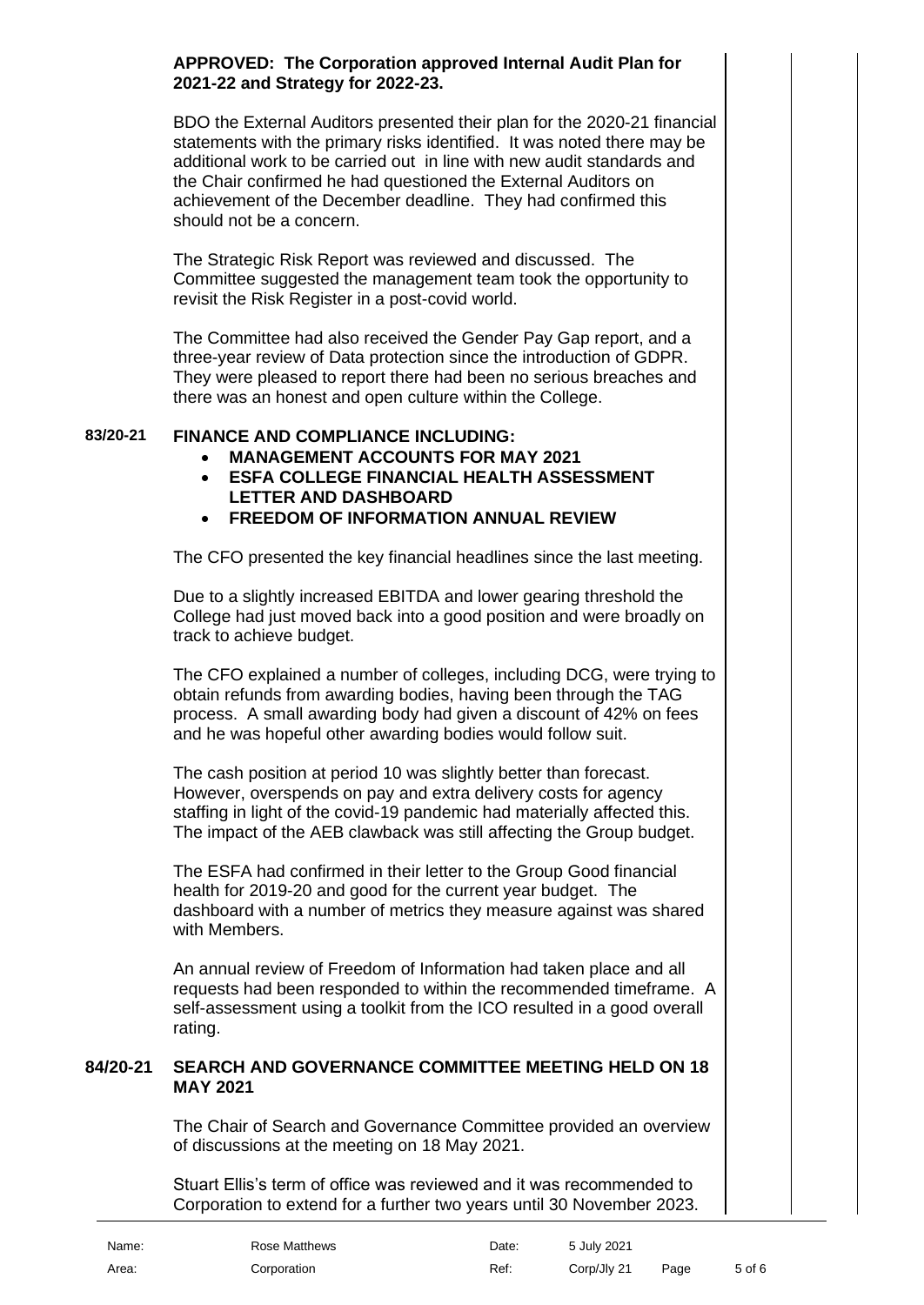**APPROVED: The Corporation approved Internal Audit Plan for 2021-22 and Strategy for 2022-23.**

BDO the External Auditors presented their plan for the 2020-21 financial statements with the primary risks identified. It was noted there may be additional work to be carried out in line with new audit standards and the Chair confirmed he had questioned the External Auditors on achievement of the December deadline. They had confirmed this should not be a concern.

The Strategic Risk Report was reviewed and discussed. The Committee suggested the management team took the opportunity to revisit the Risk Register in a post-covid world.

The Committee had also received the Gender Pay Gap report, and a three-year review of Data protection since the introduction of GDPR. They were pleased to report there had been no serious breaches and there was an honest and open culture within the College.

**83/20-21 FINANCE AND COMPLIANCE INCLUDING:**

- **MANAGEMENT ACCOUNTS FOR MAY 2021**
- **ESFA COLLEGE FINANCIAL HEALTH ASSESSMENT LETTER AND DASHBOARD**
- **FREEDOM OF INFORMATION ANNUAL REVIEW**

The CFO presented the key financial headlines since the last meeting.

Due to a slightly increased EBITDA and lower gearing threshold the College had just moved back into a good position and were broadly on track to achieve budget.

The CFO explained a number of colleges, including DCG, were trying to obtain refunds from awarding bodies, having been through the TAG process. A small awarding body had given a discount of 42% on fees and he was hopeful other awarding bodies would follow suit.

The cash position at period 10 was slightly better than forecast. However, overspends on pay and extra delivery costs for agency staffing in light of the covid-19 pandemic had materially affected this. The impact of the AEB clawback was still affecting the Group budget.

The ESFA had confirmed in their letter to the Group Good financial health for 2019-20 and good for the current year budget. The dashboard with a number of metrics they measure against was shared with Members.

An annual review of Freedom of Information had taken place and all requests had been responded to within the recommended timeframe. A self-assessment using a toolkit from the ICO resulted in a good overall rating.

**84/20-21 SEARCH AND GOVERNANCE COMMITTEE MEETING HELD ON 18 MAY 2021**

The Chair of Search and Governance Committee provided an overview of discussions at the meeting on 18 May 2021.

Stuart Ellis's term of office was reviewed and it was recommended to Corporation to extend for a further two years until 30 November 2023.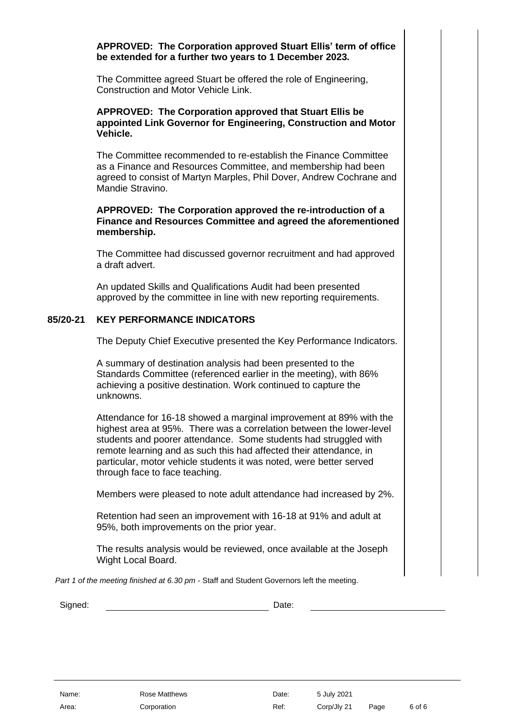**APPROVED: The Corporation approved Stuart Ellis' term of office be extended for a further two years to 1 December 2023.**

The Committee agreed Stuart be offered the role of Engineering, Construction and Motor Vehicle Link.

**APPROVED: The Corporation approved that Stuart Ellis be appointed Link Governor for Engineering, Construction and Motor Vehicle.**

The Committee recommended to re-establish the Finance Committee as a Finance and Resources Committee, and membership had been agreed to consist of Martyn Marples, Phil Dover, Andrew Cochrane and Mandie Stravino.

**APPROVED: The Corporation approved the re-introduction of a Finance and Resources Committee and agreed the aforementioned membership.**

The Committee had discussed governor recruitment and had approved a draft advert.

An updated Skills and Qualifications Audit had been presented approved by the committee in line with new reporting requirements.

## 85/20-21 KEY PERFORMANCE INDICATORS

The Deputy Chief Executive presented the Key Performance Indicators.

A summary of destination analysis had been presented to the Standards Committee (referenced earlier in the meeting), with 86% achieving a positive destination. Work continued to capture the unknowns.

Attendance for 16-18 showed a marginal improvement at 89% with the highest area at 95%. There was a correlation between the lower-level students and poorer attendance. Some students had struggled with remote learning and as such this had affected their attendance, in particular, motor vehicle students it was noted, were better served through face to face teaching.

Members were pleased to note adult attendance had increased by 2%.

Retention had seen an improvement with 16-18 at 91% and adult at 95%, both improvements on the prior year.

The results analysis would be reviewed, once available at the Joseph Wight Local Board.

*Part 1 of the meeting finished at 6.30 pm -* Staff and Student Governors left the meeting.

Signed: ______________________ Date: ______________________